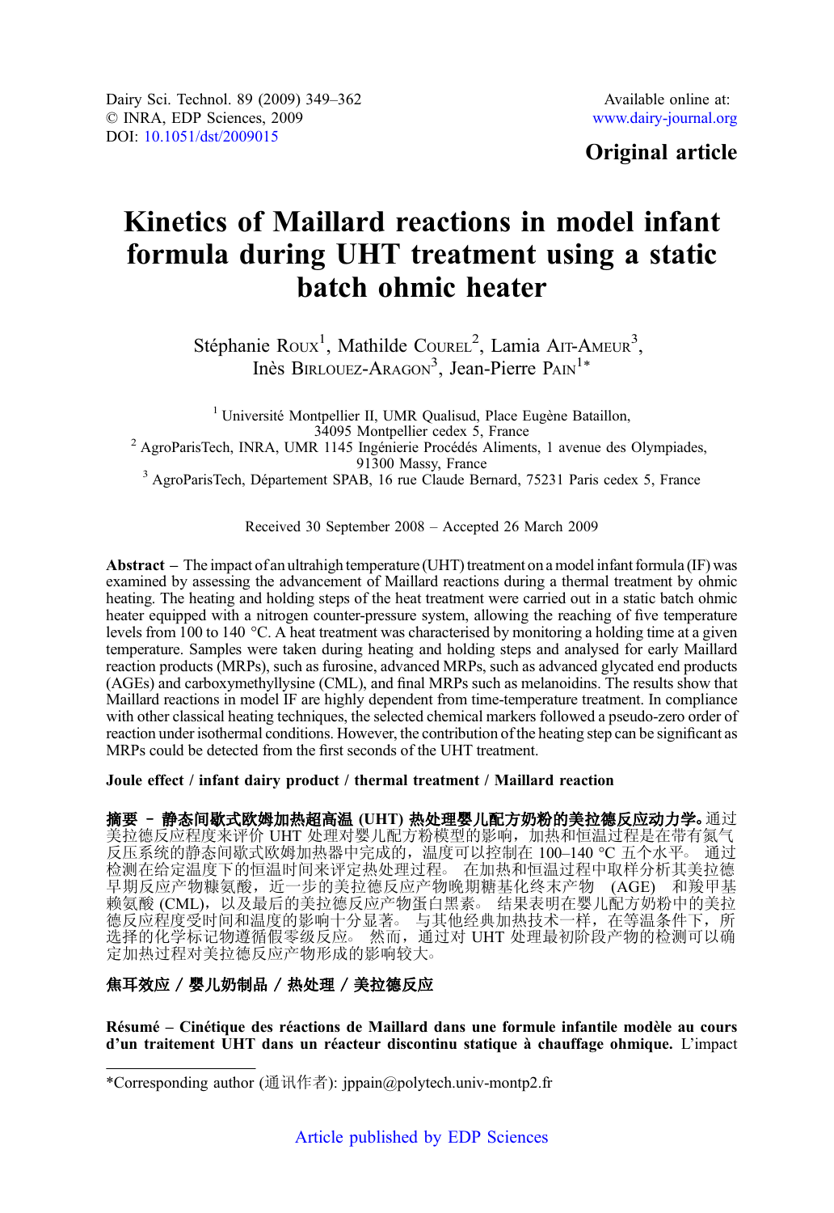Dairy Sci. Technol. 89 (2009) 349–362
© INRA, EDP Sciences, 2009
DOI: 10.1051/dst/2009015

Available online at:
www.dairy-journal.org

**Original article**

# Kinetics of Maillard reactions in model infant formula during UHT treatment using a static batch ohmic heater

Stéphanie Roux[1], Mathilde Courel[2], Lamia Ait-Ameur[3], Inès Birlouez-Aragon[3], Jean-Pierre Pain[1]*

[1] Université Montpellier II, UMR Qualisud, Place Eugène Bataillon, 34095 Montpellier cedex 5, France

[2] AgroParisTech, INRA, UMR 1145 Ingénierie Procédés Aliments, 1 avenue des Olympiades, 91300 Massy, France

[3] AgroParisTech, Département SPAB, 16 rue Claude Bernard, 75231 Paris cedex 5, France

Received 30 September 2008 – Accepted 26 March 2009

**Abstract** – The impact of an ultrahigh temperature (UHT) treatment on a model infant formula (IF) was examined by assessing the advancement of Maillard reactions during a thermal treatment by ohmic heating. The heating and holding steps of the heat treatment were carried out in a static batch ohmic heater equipped with a nitrogen counter-pressure system, allowing the reaching of five temperature levels from 100 to 140 °C. A heat treatment was characterised by monitoring a holding time at a given temperature. Samples were taken during heating and holding steps and analysed for early Maillard reaction products (MRPs), such as furosine, advanced MRPs, such as advanced glycated end products (AGEs) and carboxymethyllysine (CML), and final MRPs such as melanoidins. The results show that Maillard reactions in model IF are highly dependent from time-temperature treatment. In compliance with other classical heating techniques, the selected chemical markers followed a pseudo-zero order of reaction under isothermal conditions. However, the contribution of the heating step can be significant as MRPs could be detected from the first seconds of the UHT treatment.

**Joule effect / infant dairy product / thermal treatment / Maillard reaction**

**摘要 – 静态间歇式欧姆加热超高温 (UHT) 热处理婴儿配方奶粉的美拉德反应动力学。**通过美拉德反应程度来评价 UHT 处理对婴儿配方奶粉模型的影响，加热和恒温过程是在带有氮气反压系统的静态间歇式欧姆加热器中完成的，温度可以控制在 100–140 °C 五个水平。通过检测在给定温度下的恒温时间来评定热处理过程。在加热和恒温过程中取样分析其美拉德早期反应产物糠氨酸，近一步的美拉德反应产物晚期糖基化终末产物 (AGE) 和羧甲基赖氨酸 (CML)，以及最后的美拉德反应产物蛋白黑素。结果表明在婴儿配方奶粉中的美拉德反应程度受时间和温度的影响十分显著。与其他经典加热技术一样，在等温条件下，所选择的化学标记物遵循假零级反应。然而，通过对 UHT 处理最初阶段产物的检测可以确定加热过程对美拉德反应产物形成的影响较大。

**焦耳效应 / 婴儿奶制品 / 热处理 / 美拉德反应**

**Résumé – Cinétique des réactions de Maillard dans une formule infantile modèle au cours d'un traitement UHT dans un réacteur discontinu statique à chauffage ohmique.** L'impact

*Corresponding author (通讯作者): jppain@polytech.univ-montp2.fr

Article published by EDP Sciences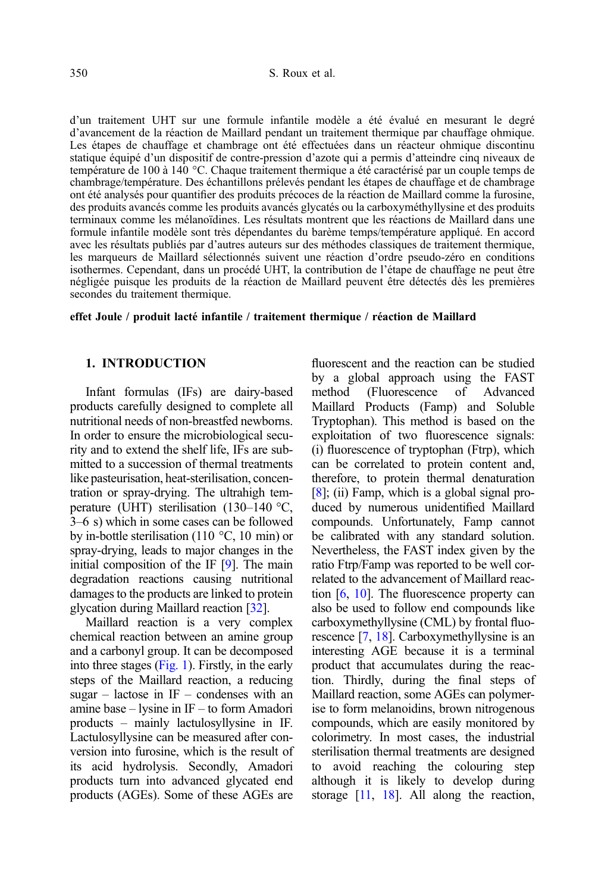d'un traitement UHT sur une formule infantile modèle a été évalué en mesurant le degré d'avancement de la réaction de Maillard pendant un traitement thermique par chauffage ohmique. Les étapes de chauffage et chambrage ont été effectuées dans un réacteur ohmique discontinu statique équipé d'un dispositif de contre-pression d'azote qui a permis d'atteindre cinq niveaux de température de 100 à 140 °C. Chaque traitement thermique a été caractérisé par un couple temps de chambrage/température. Des échantillons prélevés pendant les étapes de chauffage et de chambrage ont été analysés pour quantifier des produits précoces de la réaction de Maillard comme la furosine, des produits avancés comme les produits avancés glycatés ou la carboxyméthyllysine et des produits terminaux comme les mélanoïdines. Les résultats montrent que les réactions de Maillard dans une formule infantile modèle sont très dépendantes du barème temps/température appliqué. En accord avec les résultats publiés par d'autres auteurs sur des méthodes classiques de traitement thermique, les marqueurs de Maillard sélectionnés suivent une réaction d'ordre pseudo-zéro en conditions isothermes. Cependant, dans un procédé UHT, la contribution de l'étape de chauffage ne peut être négligée puisque les produits de la réaction de Maillard peuvent être détectés dès les premières secondes du traitement thermique.

**effet Joule / produit lacté infantile / traitement thermique / réaction de Maillard**

## 1. INTRODUCTION

Infant formulas (IFs) are dairy-based products carefully designed to complete all nutritional needs of non-breastfed newborns. In order to ensure the microbiological security and to extend the shelf life, IFs are submitted to a succession of thermal treatments like pasteurisation, heat-sterilisation, concentration or spray-drying. The ultrahigh temperature (UHT) sterilisation (130–140 °C, 3–6 s) which in some cases can be followed by in-bottle sterilisation (110 °C, 10 min) or spray-drying, leads to major changes in the initial composition of the IF [9]. The main degradation reactions causing nutritional damages to the products are linked to protein glycation during Maillard reaction [32].

Maillard reaction is a very complex chemical reaction between an amine group and a carbonyl group. It can be decomposed into three stages (Fig. 1). Firstly, in the early steps of the Maillard reaction, a reducing sugar – lactose in IF – condenses with an amine base – lysine in IF – to form Amadori products – mainly lactulosyllysine in IF. Lactulosyllysine can be measured after conversion into furosine, which is the result of its acid hydrolysis. Secondly, Amadori products turn into advanced glycated end products (AGEs). Some of these AGEs are fluorescent and the reaction can be studied by a global approach using the FAST method (Fluorescence of Advanced Maillard Products (Famp) and Soluble Tryptophan). This method is based on the exploitation of two fluorescence signals: (i) fluorescence of tryptophan (Ftrp), which can be correlated to protein content and, therefore, to protein thermal denaturation [8]; (ii) Famp, which is a global signal produced by numerous unidentified Maillard compounds. Unfortunately, Famp cannot be calibrated with any standard solution. Nevertheless, the FAST index given by the ratio Ftrp/Famp was reported to be well correlated to the advancement of Maillard reaction [6, 10]. The fluorescence property can also be used to follow end compounds like carboxymethyllysine (CML) by frontal fluorescence [7, 18]. Carboxymethyllysine is an interesting AGE because it is a terminal product that accumulates during the reaction. Thirdly, during the final steps of Maillard reaction, some AGEs can polymerise to form melanoidins, brown nitrogenous compounds, which are easily monitored by colorimetry. In most cases, the industrial sterilisation thermal treatments are designed to avoid reaching the colouring step although it is likely to develop during storage [11, 18]. All along the reaction,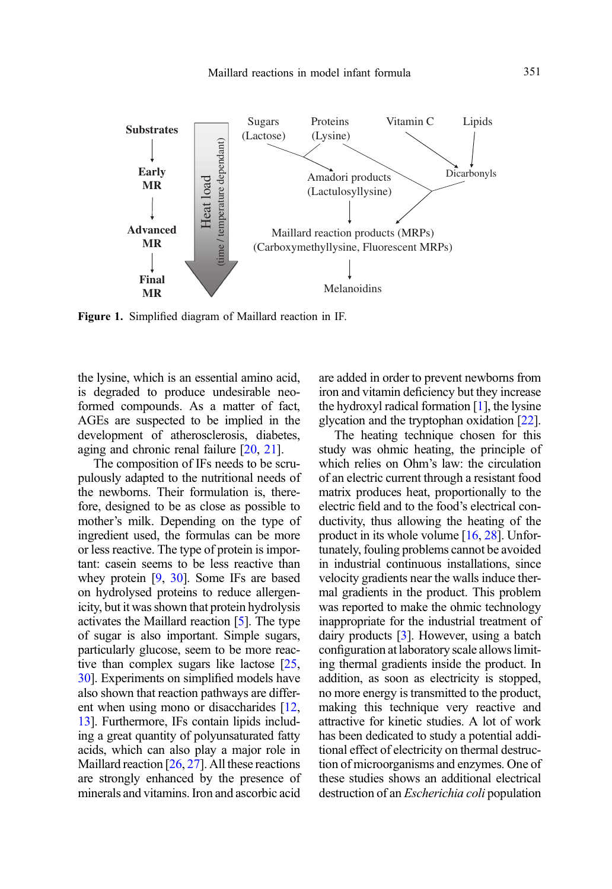Figure 1. Simplified diagram of Maillard reaction in IF.

the lysine, which is an essential amino acid, is degraded to produce undesirable neoformed compounds. As a matter of fact, AGEs are suspected to be implied in the development of atherosclerosis, diabetes, aging and chronic renal failure [20, 21].

The composition of IFs needs to be scrupulously adapted to the nutritional needs of the newborns. Their formulation is, therefore, designed to be as close as possible to mother's milk. Depending on the type of ingredient used, the formulas can be more or less reactive. The type of protein is important: casein seems to be less reactive than whey protein [9, 30]. Some IFs are based on hydrolysed proteins to reduce allergenicity, but it was shown that protein hydrolysis activates the Maillard reaction [5]. The type of sugar is also important. Simple sugars, particularly glucose, seem to be more reactive than complex sugars like lactose [25, 30]. Experiments on simplified models have also shown that reaction pathways are different when using mono or disaccharides [12, 13]. Furthermore, IFs contain lipids including a great quantity of polyunsaturated fatty acids, which can also play a major role in Maillard reaction [26, 27]. All these reactions are strongly enhanced by the presence of minerals and vitamins. Iron and ascorbic acid are added in order to prevent newborns from iron and vitamin deficiency but they increase the hydroxyl radical formation [1], the lysine glycation and the tryptophan oxidation [22].

The heating technique chosen for this study was ohmic heating, the principle of which relies on Ohm's law: the circulation of an electric current through a resistant food matrix produces heat, proportionally to the electric field and to the food's electrical conductivity, thus allowing the heating of the product in its whole volume [16, 28]. Unfortunately, fouling problems cannot be avoided in industrial continuous installations, since velocity gradients near the walls induce thermal gradients in the product. This problem was reported to make the ohmic technology inappropriate for the industrial treatment of dairy products [3]. However, using a batch configuration at laboratory scale allows limiting thermal gradients inside the product. In addition, as soon as electricity is stopped, no more energy is transmitted to the product, making this technique very reactive and attractive for kinetic studies. A lot of work has been dedicated to study a potential additional effect of electricity on thermal destruction of microorganisms and enzymes. One of these studies shows an additional electrical destruction of an *Escherichia coli* population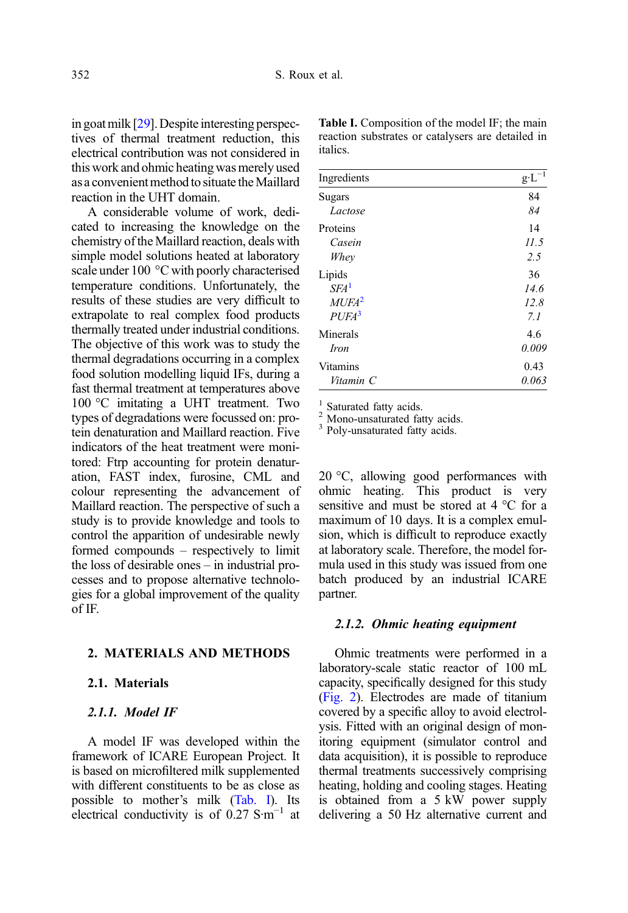in goat milk [29]. Despite interesting perspectives of thermal treatment reduction, this electrical contribution was not considered in this work and ohmic heating was merely used as a convenient method to situate the Maillard reaction in the UHT domain.

A considerable volume of work, dedicated to increasing the knowledge on the chemistry of the Maillard reaction, deals with simple model solutions heated at laboratory scale under 100 °C with poorly characterised temperature conditions. Unfortunately, the results of these studies are very difficult to extrapolate to real complex food products thermally treated under industrial conditions. The objective of this work was to study the thermal degradations occurring in a complex food solution modelling liquid IFs, during a fast thermal treatment at temperatures above 100 °C imitating a UHT treatment. Two types of degradations were focussed on: protein denaturation and Maillard reaction. Five indicators of the heat treatment were monitored: Ftrp accounting for protein denaturation, FAST index, furosine, CML and colour representing the advancement of Maillard reaction. The perspective of such a study is to provide knowledge and tools to control the apparition of undesirable newly formed compounds – respectively to limit the loss of desirable ones – in industrial processes and to propose alternative technologies for a global improvement of the quality of IF.

## 2. MATERIALS AND METHODS

### 2.1. Materials

#### 2.1.1. Model IF

A model IF was developed within the framework of ICARE European Project. It is based on microfiltered milk supplemented with different constituents to be as close as possible to mother's milk (Tab. I). Its electrical conductivity is of 0.27 $S \cdot m^{-1}$ at 20 °C, allowing good performances with ohmic heating. This product is very sensitive and must be stored at 4 °C for a maximum of 10 days. It is a complex emulsion, which is difficult to reproduce exactly at laboratory scale. Therefore, the model formula used in this study was issued from one batch produced by an industrial ICARE partner.

**Table I.** Composition of the model IF; the main reaction substrates or catalysers are detailed in italics.

| Ingredients | $g \cdot L^{-1}$ |
|---|---|
| Sugars | 84 |
| *Lactose* | *84* |
| Proteins | 14 |
| *Casein* | *11.5* |
| *Whey* | *2.5* |
| Lipids | 36 |
| *SFA*[1] | *14.6* |
| *MUFA*[2] | *12.8* |
| *PUFA*[3] | *7.1* |
| Minerals | 4.6 |
| *Iron* | *0.009* |
| Vitamins | 0.43 |
| *Vitamin C* | *0.063* |

[1] Saturated fatty acids.
[2] Mono-unsaturated fatty acids.
[3] Poly-unsaturated fatty acids.

#### 2.1.2. Ohmic heating equipment

Ohmic treatments were performed in a laboratory-scale static reactor of 100 mL capacity, specifically designed for this study (Fig. 2). Electrodes are made of titanium covered by a specific alloy to avoid electrolysis. Fitted with an original design of monitoring equipment (simulator control and data acquisition), it is possible to reproduce thermal treatments successively comprising heating, holding and cooling stages. Heating is obtained from a 5 kW power supply delivering a 50 Hz alternative current and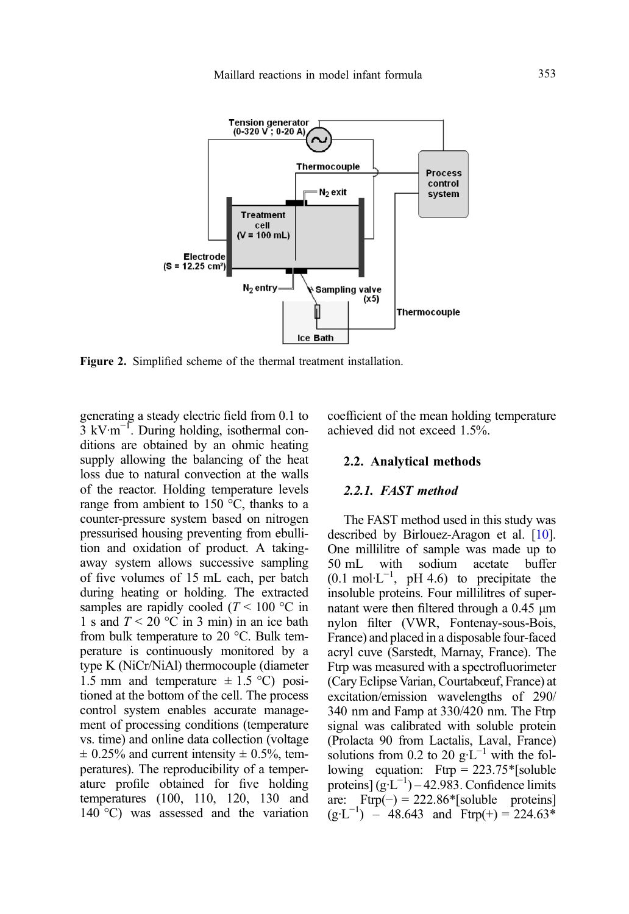Figure 2. Simplified scheme of the thermal treatment installation.

generating a steady electric field from 0.1 to 3 kV·m$^{-1}$. During holding, isothermal conditions are obtained by an ohmic heating supply allowing the balancing of the heat loss due to natural convection at the walls of the reactor. Holding temperature levels range from ambient to 150 °C, thanks to a counter-pressure system based on nitrogen pressurised housing preventing from ebullition and oxidation of product. A taking-away system allows successive sampling of five volumes of 15 mL each, per batch during heating or holding. The extracted samples are rapidly cooled ($T < 100$ °C in 1 s and $T < 20$ °C in 3 min) in an ice bath from bulk temperature to 20 °C. Bulk temperature is continuously monitored by a type K (NiCr/NiAl) thermocouple (diameter 1.5 mm and temperature ± 1.5 °C) positioned at the bottom of the cell. The process control system enables accurate management of processing conditions (temperature vs. time) and online data collection (voltage ± 0.25% and current intensity ± 0.5%, temperatures). The reproducibility of a temperature profile obtained for five holding temperatures (100, 110, 120, 130 and 140 °C) was assessed and the variation coefficient of the mean holding temperature achieved did not exceed 1.5%.

## 2.2. Analytical methods

### 2.2.1. FAST method

The FAST method used in this study was described by Birlouez-Aragon et al. [10]. One millilitre of sample was made up to 50 mL with sodium acetate buffer (0.1 mol·L$^{-1}$, pH 4.6) to precipitate the insoluble proteins. Four millilitres of supernatant were then filtered through a 0.45 μm nylon filter (VWR, Fontenay-sous-Bois, France) and placed in a disposable four-faced acryl cuve (Sarstedt, Marnay, France). The Ftrp was measured with a spectrofluorimeter (Cary Eclipse Varian, Courtabœuf, France) at excitation/emission wavelengths of 290/340 nm and Famp at 330/420 nm. The Ftrp signal was calibrated with soluble protein (Prolacta 90 from Lactalis, Laval, France) solutions from 0.2 to 20 g·L$^{-1}$ with the following equation: Ftrp = 223.75*[soluble proteins] (g·L$^{-1}$) – 42.983. Confidence limits are: Ftrp(−) = 222.86*[soluble proteins] (g·L$^{-1}$) – 48.643 and Ftrp(+) = 224.63*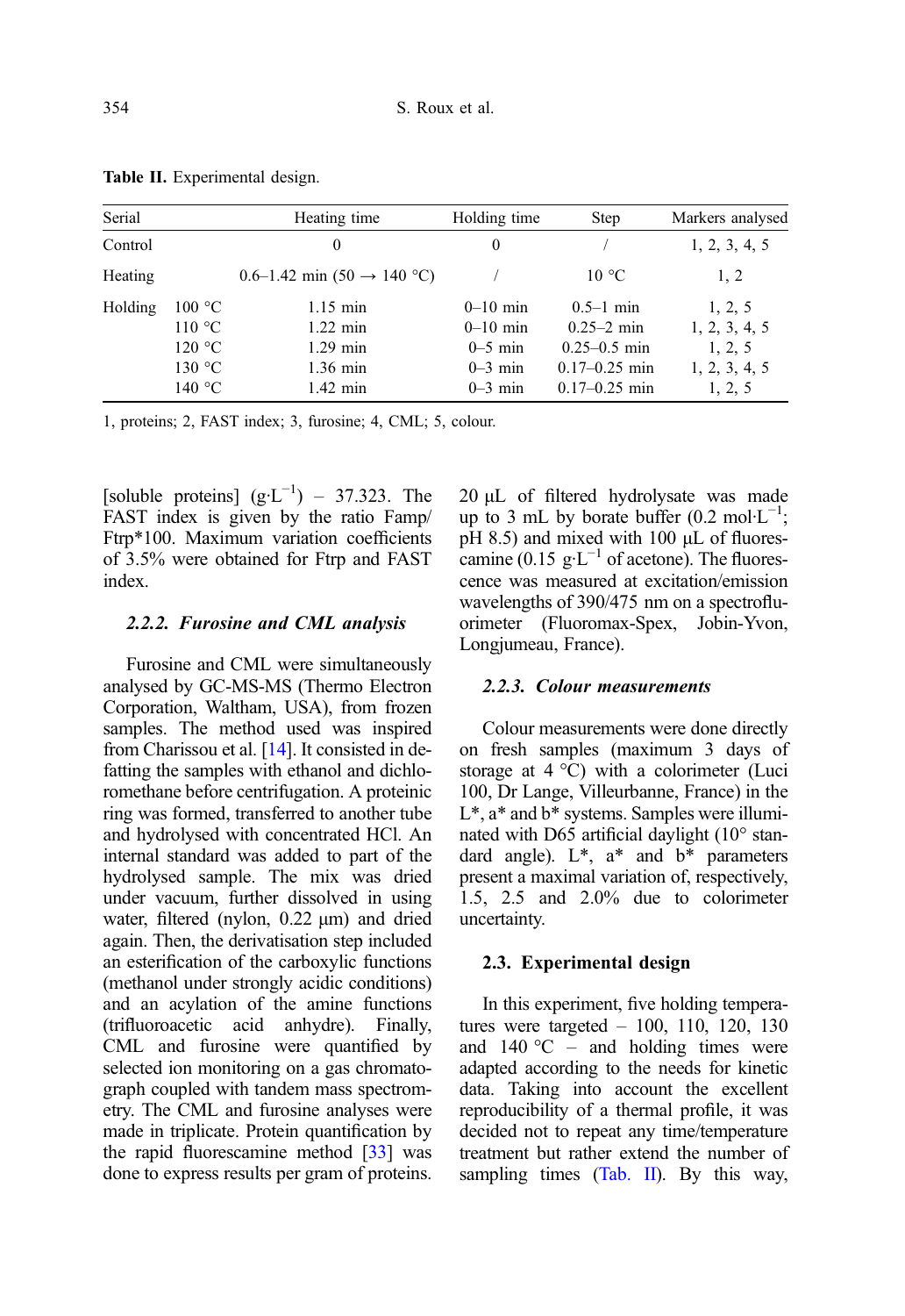**Table II.** Experimental design.

| Serial | | Heating time | Holding time | Step | Markers analysed |
|---|---|---|---|---|---|
| Control | | 0 | 0 | / | 1, 2, 3, 4, 5 |
| Heating | | 0.6–1.42 min (50 → 140 °C) | / | 10 °C | 1, 2 |
| Holding | 100 °C | 1.15 min | 0–10 min | 0.5–1 min | 1, 2, 5 |
| | 110 °C | 1.22 min | 0–10 min | 0.25–2 min | 1, 2, 3, 4, 5 |
| | 120 °C | 1.29 min | 0–5 min | 0.25–0.5 min | 1, 2, 5 |
| | 130 °C | 1.36 min | 0–3 min | 0.17–0.25 min | 1, 2, 3, 4, 5 |
| | 140 °C | 1.42 min | 0–3 min | 0.17–0.25 min | 1, 2, 5 |

1, proteins; 2, FAST index; 3, furosine; 4, CML; 5, colour.

[soluble proteins] ($g \cdot L^{-1}$) – 37.323. The FAST index is given by the ratio Famp/Ftrp*100. Maximum variation coefficients of 3.5% were obtained for Ftrp and FAST index.

### 2.2.2. *Furosine and CML analysis*

Furosine and CML were simultaneously analysed by GC-MS-MS (Thermo Electron Corporation, Waltham, USA), from frozen samples. The method used was inspired from Charissou et al. [14]. It consisted in defatting the samples with ethanol and dichloromethane before centrifugation. A proteinic ring was formed, transferred to another tube and hydrolysed with concentrated HCl. An internal standard was added to part of the hydrolysed sample. The mix was dried under vacuum, further dissolved in using water, filtered (nylon, 0.22 μm) and dried again. Then, the derivatisation step included an esterification of the carboxylic functions (methanol under strongly acidic conditions) and an acylation of the amine functions (trifluoroacetic acid anhydre). Finally, CML and furosine were quantified by selected ion monitoring on a gas chromatograph coupled with tandem mass spectrometry. The CML and furosine analyses were made in triplicate. Protein quantification by the rapid fluorescamine method [33] was done to express results per gram of proteins. 20 μL of filtered hydrolysate was made up to 3 mL by borate buffer (0.2 $mol \cdot L^{-1}$; pH 8.5) and mixed with 100 μL of fluorescamine (0.15 $g \cdot L^{-1}$ of acetone). The fluorescence was measured at excitation/emission wavelengths of 390/475 nm on a spectrofluorimeter (Fluoromax-Spex, Jobin-Yvon, Longjumeau, France).

### 2.2.3. *Colour measurements*

Colour measurements were done directly on fresh samples (maximum 3 days of storage at 4 °C) with a colorimeter (Luci 100, Dr Lange, Villeurbanne, France) in the L*, a* and b* systems. Samples were illuminated with D65 artificial daylight (10° standard angle). L*, a* and b* parameters present a maximal variation of, respectively, 1.5, 2.5 and 2.0% due to colorimeter uncertainty.

## 2.3. Experimental design

In this experiment, five holding temperatures were targeted – 100, 110, 120, 130 and 140 °C – and holding times were adapted according to the needs for kinetic data. Taking into account the excellent reproducibility of a thermal profile, it was decided not to repeat any time/temperature treatment but rather extend the number of sampling times (Tab. II). By this way,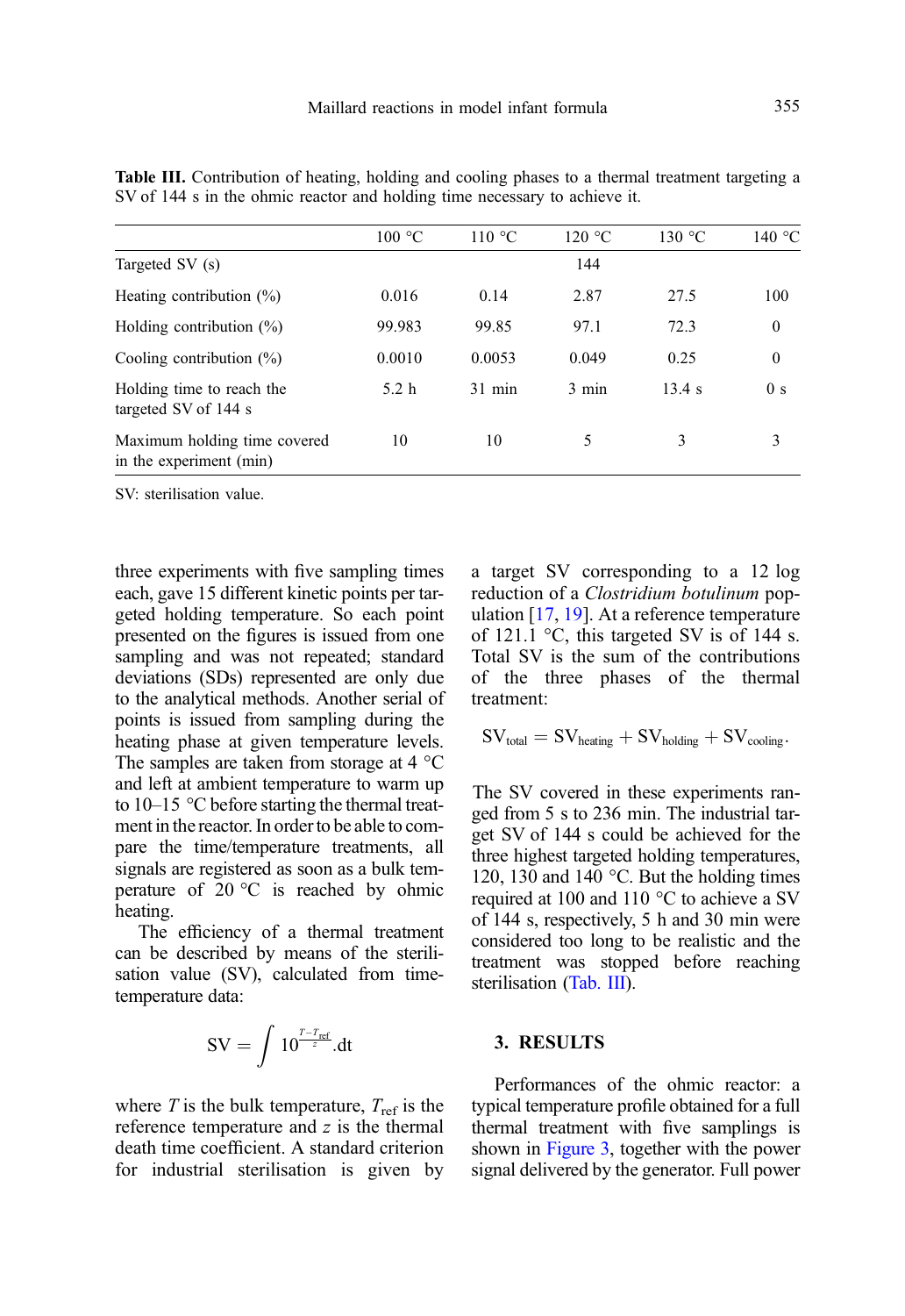**Table III.** Contribution of heating, holding and cooling phases to a thermal treatment targeting a SV of 144 s in the ohmic reactor and holding time necessary to achieve it.

| | 100 °C | 110 °C | 120 °C | 130 °C | 140 °C |
|---|---|---|---|---|---|
| Targeted SV (s) | | | 144 | | |
| Heating contribution (%) | 0.016 | 0.14 | 2.87 | 27.5 | 100 |
| Holding contribution (%) | 99.983 | 99.85 | 97.1 | 72.3 | 0 |
| Cooling contribution (%) | 0.0010 | 0.0053 | 0.049 | 0.25 | 0 |
| Holding time to reach the targeted SV of 144 s | 5.2 h | 31 min | 3 min | 13.4 s | 0 s |
| Maximum holding time covered in the experiment (min) | 10 | 10 | 5 | 3 | 3 |

SV: sterilisation value.

three experiments with five sampling times each, gave 15 different kinetic points per targeted holding temperature. So each point presented on the figures is issued from one sampling and was not repeated; standard deviations (SDs) represented are only due to the analytical methods. Another serial of points is issued from sampling during the heating phase at given temperature levels. The samples are taken from storage at 4 °C and left at ambient temperature to warm up to 10–15 °C before starting the thermal treatment in the reactor. In order to be able to compare the time/temperature treatments, all signals are registered as soon as a bulk temperature of 20 °C is reached by ohmic heating.

The efficiency of a thermal treatment can be described by means of the sterilisation value (SV), calculated from time-temperature data:

$$\mathrm{SV} = \int 10^{\frac{T-T_{\mathrm{ref}}}{z}}.\mathrm{d}t$$

where $T$ is the bulk temperature, $T_{\mathrm{ref}}$ is the reference temperature and $z$ is the thermal death time coefficient. A standard criterion for industrial sterilisation is given by a target SV corresponding to a 12 log reduction of a *Clostridium botulinum* population [17, 19]. At a reference temperature of 121.1 °C, this targeted SV is of 144 s. Total SV is the sum of the contributions of the three phases of the thermal treatment:

$$\mathrm{SV}_{\mathrm{total}} = \mathrm{SV}_{\mathrm{heating}} + \mathrm{SV}_{\mathrm{holding}} + \mathrm{SV}_{\mathrm{cooling}}.$$

The SV covered in these experiments ranged from 5 s to 236 min. The industrial target SV of 144 s could be achieved for the three highest targeted holding temperatures, 120, 130 and 140 °C. But the holding times required at 100 and 110 °C to achieve a SV of 144 s, respectively, 5 h and 30 min were considered too long to be realistic and the treatment was stopped before reaching sterilisation (Tab. III).

## 3. RESULTS

Performances of the ohmic reactor: a typical temperature profile obtained for a full thermal treatment with five samplings is shown in Figure 3, together with the power signal delivered by the generator. Full power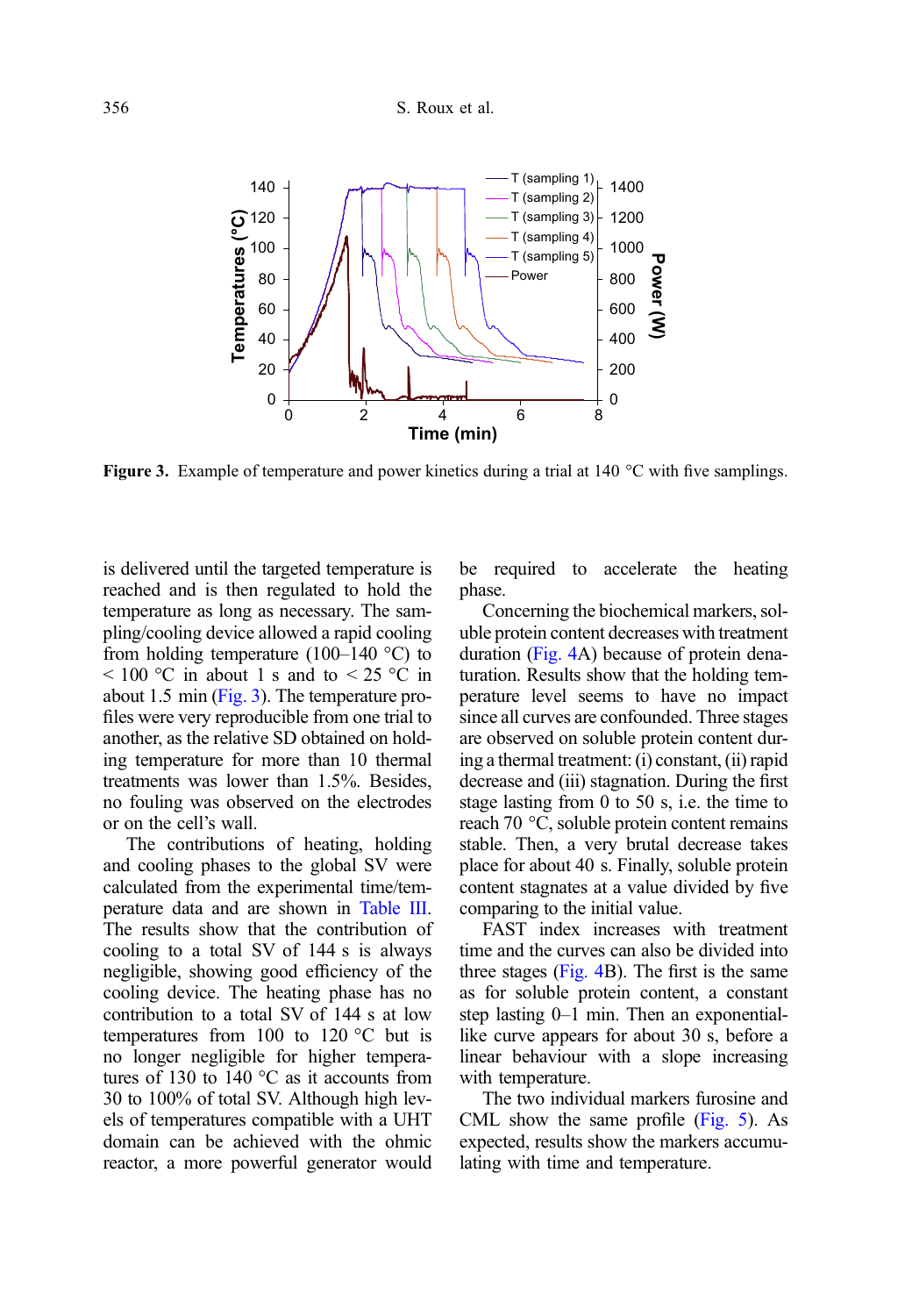Figure 3. Example of temperature and power kinetics during a trial at 140 °C with five samplings.

is delivered until the targeted temperature is reached and is then regulated to hold the temperature as long as necessary. The sampling/cooling device allowed a rapid cooling from holding temperature (100–140 °C) to < 100 °C in about 1 s and to < 25 °C in about 1.5 min (Fig. 3). The temperature profiles were very reproducible from one trial to another, as the relative SD obtained on holding temperature for more than 10 thermal treatments was lower than 1.5%. Besides, no fouling was observed on the electrodes or on the cell's wall.

The contributions of heating, holding and cooling phases to the global SV were calculated from the experimental time/temperature data and are shown in Table III. The results show that the contribution of cooling to a total SV of 144 s is always negligible, showing good efficiency of the cooling device. The heating phase has no contribution to a total SV of 144 s at low temperatures from 100 to 120 °C but is no longer negligible for higher temperatures of 130 to 140 °C as it accounts from 30 to 100% of total SV. Although high levels of temperatures compatible with a UHT domain can be achieved with the ohmic reactor, a more powerful generator would be required to accelerate the heating phase.

Concerning the biochemical markers, soluble protein content decreases with treatment duration (Fig. 4A) because of protein denaturation. Results show that the holding temperature level seems to have no impact since all curves are confounded. Three stages are observed on soluble protein content during a thermal treatment: (i) constant, (ii) rapid decrease and (iii) stagnation. During the first stage lasting from 0 to 50 s, i.e. the time to reach 70 °C, soluble protein content remains stable. Then, a very brutal decrease takes place for about 40 s. Finally, soluble protein content stagnates at a value divided by five comparing to the initial value.

FAST index increases with treatment time and the curves can also be divided into three stages (Fig. 4B). The first is the same as for soluble protein content, a constant step lasting 0–1 min. Then an exponential-like curve appears for about 30 s, before a linear behaviour with a slope increasing with temperature.

The two individual markers furosine and CML show the same profile (Fig. 5). As expected, results show the markers accumulating with time and temperature.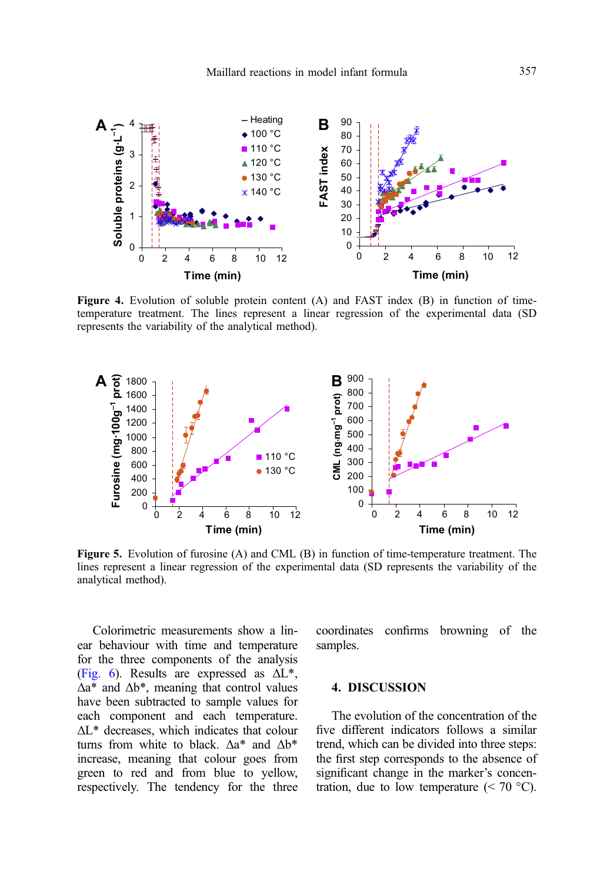**Figure 4.** Evolution of soluble protein content (A) and FAST index (B) in function of time-temperature treatment. The lines represent a linear regression of the experimental data (SD represents the variability of the analytical method).

**Figure 5.** Evolution of furosine (A) and CML (B) in function of time-temperature treatment. The lines represent a linear regression of the experimental data (SD represents the variability of the analytical method).

Colorimetric measurements show a linear behaviour with time and temperature for the three components of the analysis (Fig. 6). Results are expressed as ΔL*, Δa* and Δb*, meaning that control values have been subtracted to sample values for each component and each temperature. ΔL* decreases, which indicates that colour turns from white to black. Δa* and Δb* increase, meaning that colour goes from green to red and from blue to yellow, respectively. The tendency for the three coordinates confirms browning of the samples.

## 4. DISCUSSION

The evolution of the concentration of the five different indicators follows a similar trend, which can be divided into three steps: the first step corresponds to the absence of significant change in the marker's concentration, due to low temperature (< 70 °C).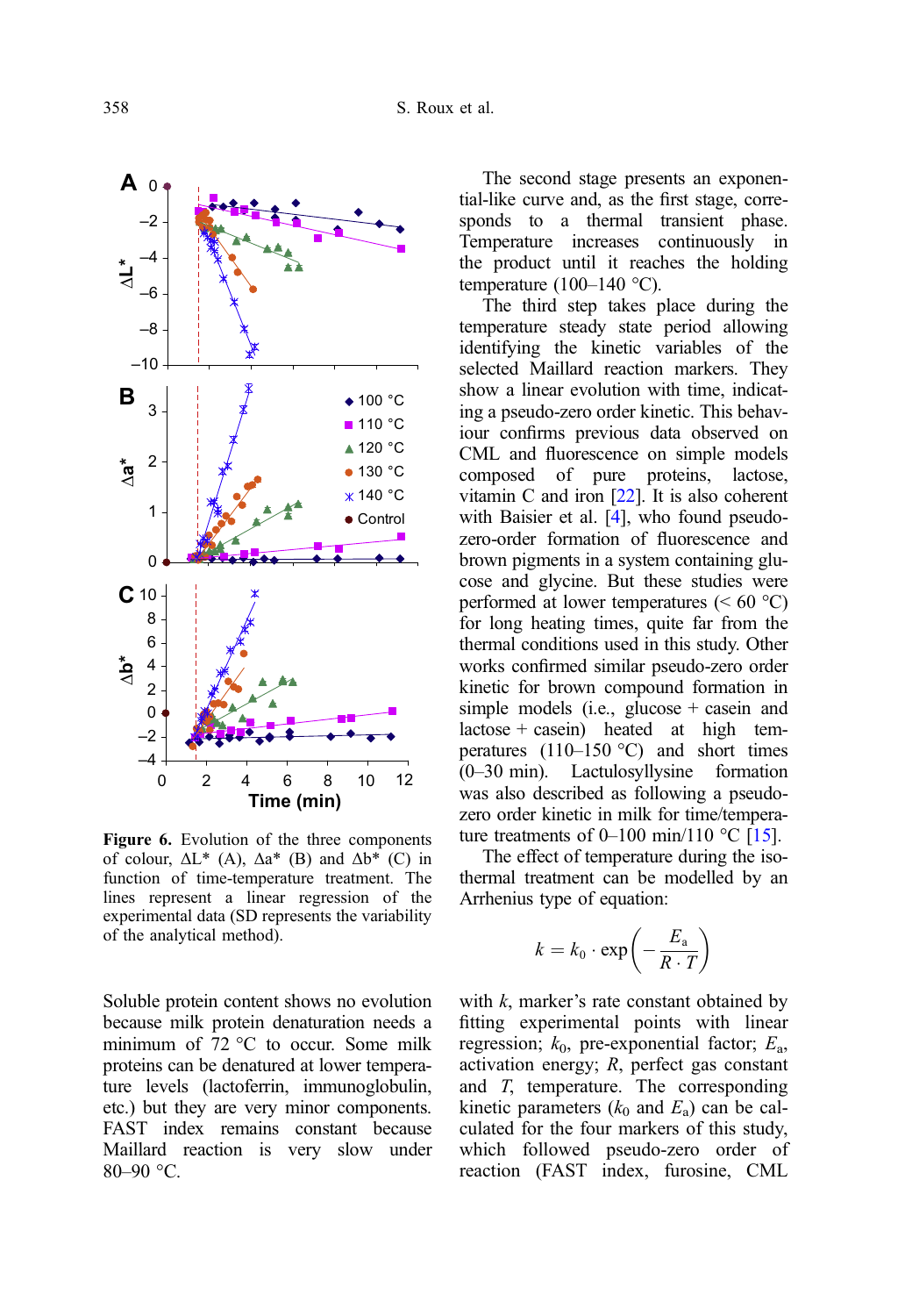**Figure 6.** Evolution of the three components of colour, ΔL* (A), Δa* (B) and Δb* (C) in function of time-temperature treatment. The lines represent a linear regression of the experimental data (SD represents the variability of the analytical method).

Soluble protein content shows no evolution because milk protein denaturation needs a minimum of 72 °C to occur. Some milk proteins can be denatured at lower temperature levels (lactoferrin, immunoglobulin, etc.) but they are very minor components. FAST index remains constant because Maillard reaction is very slow under 80–90 °C.

The second stage presents an exponential-like curve and, as the first stage, corresponds to a thermal transient phase. Temperature increases continuously in the product until it reaches the holding temperature (100–140 °C).

The third step takes place during the temperature steady state period allowing identifying the kinetic variables of the selected Maillard reaction markers. They show a linear evolution with time, indicating a pseudo-zero order kinetic. This behaviour confirms previous data observed on CML and fluorescence on simple models composed of pure proteins, lactose, vitamin C and iron [22]. It is also coherent with Baisier et al. [4], who found pseudo-zero-order formation of fluorescence and brown pigments in a system containing glucose and glycine. But these studies were performed at lower temperatures (< 60 °C) for long heating times, quite far from the thermal conditions used in this study. Other works confirmed similar pseudo-zero order kinetic for brown compound formation in simple models (i.e., glucose + casein and lactose + casein) heated at high temperatures (110–150 °C) and short times (0–30 min). Lactulosyllysine formation was also described as following a pseudo-zero order kinetic in milk for time/temperature treatments of 0–100 min/110 °C [15].

The effect of temperature during the isothermal treatment can be modelled by an Arrhenius type of equation:

$$k = k_0 \cdot \exp\left(-\frac{E_a}{R \cdot T}\right)$$

with $k$, marker's rate constant obtained by fitting experimental points with linear regression; $k_0$, pre-exponential factor; $E_a$, activation energy; $R$, perfect gas constant and $T$, temperature. The corresponding kinetic parameters ($k_0$ and $E_a$) can be calculated for the four markers of this study, which followed pseudo-zero order of reaction (FAST index, furosine, CML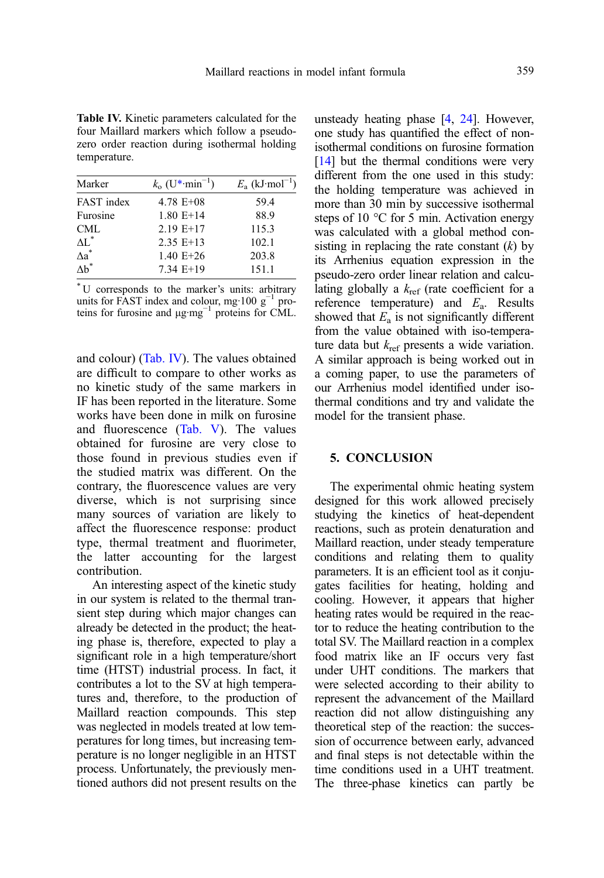**Table IV.** Kinetic parameters calculated for the four Maillard markers which follow a pseudo-zero order reaction during isothermal holding temperature.

| Marker | $k_o$ (U*·min$^{-1}$) | $E_a$ (kJ·mol$^{-1}$) |
|---|---|---|
| FAST index | 4.78 E+08 | 59.4 |
| Furosine | 1.80 E+14 | 88.9 |
| CML | 2.19 E+17 | 115.3 |
| $\Delta L^*$ | 2.35 E+13 | 102.1 |
| $\Delta a^*$ | 1.40 E+26 | 203.8 |
| $\Delta b^*$ | 7.34 E+19 | 151.1 |

* U corresponds to the marker's units: arbitrary units for FAST index and colour, mg·100 g$^{-1}$ proteins for furosine and µg·mg$^{-1}$ proteins for CML.

and colour) (Tab. IV). The values obtained are difficult to compare to other works as no kinetic study of the same markers in IF has been reported in the literature. Some works have been done in milk on furosine and fluorescence (Tab. V). The values obtained for furosine are very close to those found in previous studies even if the studied matrix was different. On the contrary, the fluorescence values are very diverse, which is not surprising since many sources of variation are likely to affect the fluorescence response: product type, thermal treatment and fluorimeter, the latter accounting for the largest contribution.

An interesting aspect of the kinetic study in our system is related to the thermal transient step during which major changes can already be detected in the product; the heating phase is, therefore, expected to play a significant role in a high temperature/short time (HTST) industrial process. In fact, it contributes a lot to the SV at high temperatures and, therefore, to the production of Maillard reaction compounds. This step was neglected in models treated at low temperatures for long times, but increasing temperature is no longer negligible in an HTST process. Unfortunately, the previously mentioned authors did not present results on the unsteady heating phase [4, 24]. However, one study has quantified the effect of non-isothermal conditions on furosine formation [14] but the thermal conditions were very different from the one used in this study: the holding temperature was achieved in more than 30 min by successive isothermal steps of 10 °C for 5 min. Activation energy was calculated with a global method consisting in replacing the rate constant ($k$) by its Arrhenius equation expression in the pseudo-zero order linear relation and calculating globally a $k_{ref}$ (rate coefficient for a reference temperature) and $E_a$. Results showed that $E_a$ is not significantly different from the value obtained with iso-temperature data but $k_{ref}$ presents a wide variation. A similar approach is being worked out in a coming paper, to use the parameters of our Arrhenius model identified under isothermal conditions and try and validate the model for the transient phase.

## 5. CONCLUSION

The experimental ohmic heating system designed for this work allowed precisely studying the kinetics of heat-dependent reactions, such as protein denaturation and Maillard reaction, under steady temperature conditions and relating them to quality parameters. It is an efficient tool as it conjugates facilities for heating, holding and cooling. However, it appears that higher heating rates would be required in the reactor to reduce the heating contribution to the total SV. The Maillard reaction in a complex food matrix like an IF occurs very fast under UHT conditions. The markers that were selected according to their ability to represent the advancement of the Maillard reaction did not allow distinguishing any theoretical step of the reaction: the succession of occurrence between early, advanced and final steps is not detectable within the time conditions used in a UHT treatment. The three-phase kinetics can partly be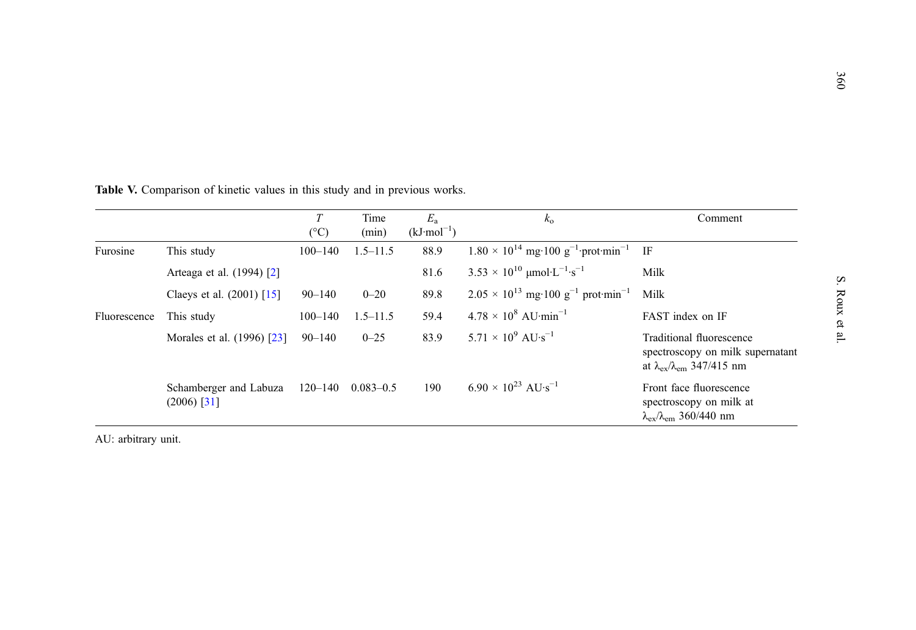**Table V.** Comparison of kinetic values in this study and in previous works.

| | | $T$ (°C) | Time (min) | $E_a$ (kJ·mol$^{-1}$) | $k_o$ | Comment |
|---|---|---|---|---|---|---|
| Furosine | This study | 100–140 | 1.5–11.5 | 88.9 | $1.80 \times 10^{14}$ mg·100 g$^{-1}$·prot·min$^{-1}$ | IF |
| | Arteaga et al. (1994) [2] | | | 81.6 | $3.53 \times 10^{10}$ μmol·L$^{-1}$·s$^{-1}$ | Milk |
| | Claeys et al. (2001) [15] | 90–140 | 0–20 | 89.8 | $2.05 \times 10^{13}$ mg·100 g$^{-1}$ prot·min$^{-1}$ | Milk |
| Fluorescence | This study | 100–140 | 1.5–11.5 | 59.4 | $4.78 \times 10^{8}$ AU·min$^{-1}$ | FAST index on IF |
| | Morales et al. (1996) [23] | 90–140 | 0–25 | 83.9 | $5.71 \times 10^{9}$ AU·s$^{-1}$ | Traditional fluorescence spectroscopy on milk supernatant at $\lambda_{ex}/\lambda_{em}$ 347/415 nm |
| | Schamberger and Labuza (2006) [31] | 120–140 | 0.083–0.5 | 190 | $6.90 \times 10^{23}$ AU·s$^{-1}$ | Front face fluorescence spectroscopy on milk at $\lambda_{ex}/\lambda_{em}$ 360/440 nm |

AU: arbitrary unit.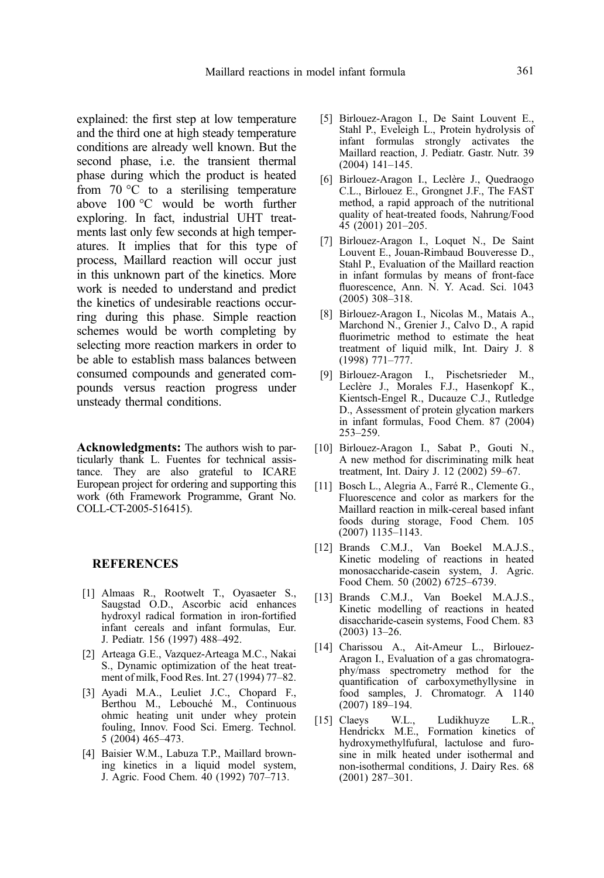explained: the first step at low temperature and the third one at high steady temperature conditions are already well known. But the second phase, i.e. the transient thermal phase during which the product is heated from 70 °C to a sterilising temperature above 100 °C would be worth further exploring. In fact, industrial UHT treatments last only few seconds at high temperatures. It implies that for this type of process, Maillard reaction will occur just in this unknown part of the kinetics. More work is needed to understand and predict the kinetics of undesirable reactions occurring during this phase. Simple reaction schemes would be worth completing by selecting more reaction markers in order to be able to establish mass balances between consumed compounds and generated compounds versus reaction progress under unsteady thermal conditions.

**Acknowledgments:** The authors wish to particularly thank L. Fuentes for technical assistance. They are also grateful to ICARE European project for ordering and supporting this work (6th Framework Programme, Grant No. COLL-CT-2005-516415).

## REFERENCES

[1] Almaas R., Rootwelt T., Oyasaeter S., Saugstad O.D., Ascorbic acid enhances hydroxyl radical formation in iron-fortified infant cereals and infant formulas, Eur. J. Pediatr. 156 (1997) 488–492.

[2] Arteaga G.E., Vazquez-Arteaga M.C., Nakai S., Dynamic optimization of the heat treatment of milk, Food Res. Int. 27 (1994) 77–82.

[3] Ayadi M.A., Leuliet J.C., Chopard F., Berthou M., Lebouché M., Continuous ohmic heating unit under whey protein fouling, Innov. Food Sci. Emerg. Technol. 5 (2004) 465–473.

[4] Baisier W.M., Labuza T.P., Maillard browning kinetics in a liquid model system, J. Agric. Food Chem. 40 (1992) 707–713.

[5] Birlouez-Aragon I., De Saint Louvent E., Stahl P., Eveleigh L., Protein hydrolysis of infant formulas strongly activates the Maillard reaction, J. Pediatr. Gastr. Nutr. 39 (2004) 141–145.

[6] Birlouez-Aragon I., Leclère J., Quedraogo C.L., Birlouez E., Grongnet J.F., The FAST method, a rapid approach of the nutritional quality of heat-treated foods, Nahrung/Food 45 (2001) 201–205.

[7] Birlouez-Aragon I., Loquet N., De Saint Louvent E., Jouan-Rimbaud Bouveresse D., Stahl P., Evaluation of the Maillard reaction in infant formulas by means of front-face fluorescence, Ann. N. Y. Acad. Sci. 1043 (2005) 308–318.

[8] Birlouez-Aragon I., Nicolas M., Matais A., Marchond N., Grenier J., Calvo D., A rapid fluorimetric method to estimate the heat treatment of liquid milk, Int. Dairy J. 8 (1998) 771–777.

[9] Birlouez-Aragon I., Pischetsrieder M., Leclère J., Morales F.J., Hasenkopf K., Kientsch-Engel R., Ducauze C.J., Rutledge D., Assessment of protein glycation markers in infant formulas, Food Chem. 87 (2004) 253–259.

[10] Birlouez-Aragon I., Sabat P., Gouti N., A new method for discriminating milk heat treatment, Int. Dairy J. 12 (2002) 59–67.

[11] Bosch L., Alegria A., Farré R., Clemente G., Fluorescence and color as markers for the Maillard reaction in milk-cereal based infant foods during storage, Food Chem. 105 (2007) 1135–1143.

[12] Brands C.M.J., Van Boekel M.A.J.S., Kinetic modeling of reactions in heated monosaccharide-casein system, J. Agric. Food Chem. 50 (2002) 6725–6739.

[13] Brands C.M.J., Van Boekel M.A.J.S., Kinetic modelling of reactions in heated disaccharide-casein systems, Food Chem. 83 (2003) 13–26.

[14] Charissou A., Ait-Ameur L., Birlouez-Aragon I., Evaluation of a gas chromatography/mass spectrometry method for the quantification of carboxymethyllysine in food samples, J. Chromatogr. A 1140 (2007) 189–194.

[15] Claeys W.L., Ludikhuyze L.R., Hendrickx M.E., Formation kinetics of hydroxymethylfufural, lactulose and furosine in milk heated under isothermal and non-isothermal conditions, J. Dairy Res. 68 (2001) 287–301.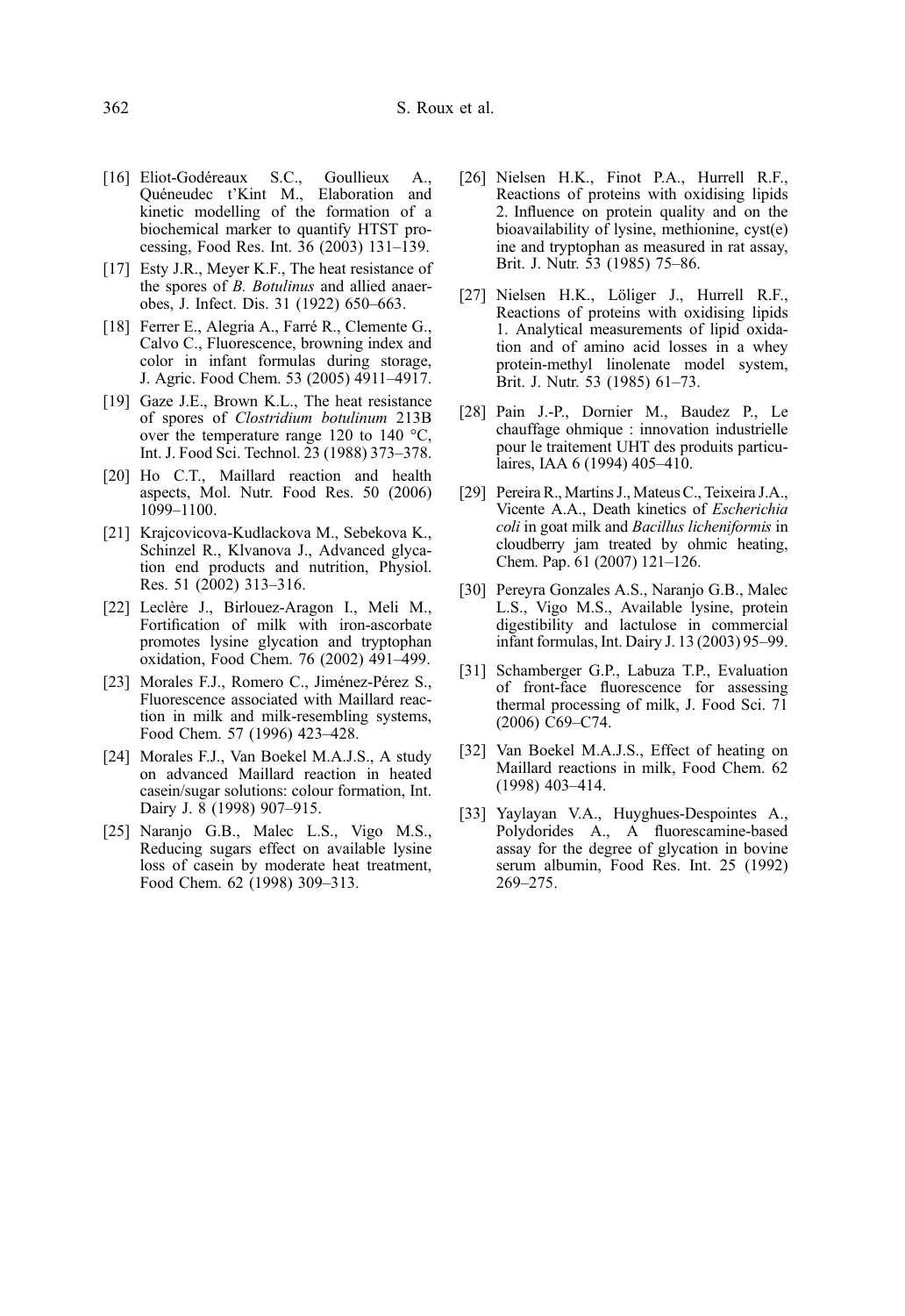[16] Eliot-Godéreaux S.C., Goullieux A., Quéneudec t'Kint M., Elaboration and kinetic modelling of the formation of a biochemical marker to quantify HTST processing, Food Res. Int. 36 (2003) 131–139.

[17] Esty J.R., Meyer K.F., The heat resistance of the spores of *B. Botulinus* and allied anaerobes, J. Infect. Dis. 31 (1922) 650–663.

[18] Ferrer E., Alegria A., Farré R., Clemente G., Calvo C., Fluorescence, browning index and color in infant formulas during storage, J. Agric. Food Chem. 53 (2005) 4911–4917.

[19] Gaze J.E., Brown K.L., The heat resistance of spores of *Clostridium botulinum* 213B over the temperature range 120 to 140 °C, Int. J. Food Sci. Technol. 23 (1988) 373–378.

[20] Ho C.T., Maillard reaction and health aspects, Mol. Nutr. Food Res. 50 (2006) 1099–1100.

[21] Krajcovicova-Kudlackova M., Sebekova K., Schinzel R., Klvanova J., Advanced glycation end products and nutrition, Physiol. Res. 51 (2002) 313–316.

[22] Leclère J., Birlouez-Aragon I., Meli M., Fortification of milk with iron-ascorbate promotes lysine glycation and tryptophan oxidation, Food Chem. 76 (2002) 491–499.

[23] Morales F.J., Romero C., Jiménez-Pérez S., Fluorescence associated with Maillard reaction in milk and milk-resembling systems, Food Chem. 57 (1996) 423–428.

[24] Morales F.J., Van Boekel M.A.J.S., A study on advanced Maillard reaction in heated casein/sugar solutions: colour formation, Int. Dairy J. 8 (1998) 907–915.

[25] Naranjo G.B., Malec L.S., Vigo M.S., Reducing sugars effect on available lysine loss of casein by moderate heat treatment, Food Chem. 62 (1998) 309–313.

[26] Nielsen H.K., Finot P.A., Hurrell R.F., Reactions of proteins with oxidising lipids 2. Influence on protein quality and on the bioavailability of lysine, methionine, cyst(e) ine and tryptophan as measured in rat assay, Brit. J. Nutr. 53 (1985) 75–86.

[27] Nielsen H.K., Löliger J., Hurrell R.F., Reactions of proteins with oxidising lipids 1. Analytical measurements of lipid oxidation and of amino acid losses in a whey protein-methyl linolenate model system, Brit. J. Nutr. 53 (1985) 61–73.

[28] Pain J.-P., Dornier M., Baudez P., Le chauffage ohmique : innovation industrielle pour le traitement UHT des produits particulaires, IAA 6 (1994) 405–410.

[29] Pereira R., Martins J., Mateus C., Teixeira J.A., Vicente A.A., Death kinetics of *Escherichia coli* in goat milk and *Bacillus licheniformis* in cloudberry jam treated by ohmic heating, Chem. Pap. 61 (2007) 121–126.

[30] Pereyra Gonzales A.S., Naranjo G.B., Malec L.S., Vigo M.S., Available lysine, protein digestibility and lactulose in commercial infant formulas, Int. Dairy J. 13 (2003) 95–99.

[31] Schamberger G.P., Labuza T.P., Evaluation of front-face fluorescence for assessing thermal processing of milk, J. Food Sci. 71 (2006) C69–C74.

[32] Van Boekel M.A.J.S., Effect of heating on Maillard reactions in milk, Food Chem. 62 (1998) 403–414.

[33] Yaylayan V.A., Huyghues-Despointes A., Polydorides A., A fluorescamine-based assay for the degree of glycation in bovine serum albumin, Food Res. Int. 25 (1992) 269–275.